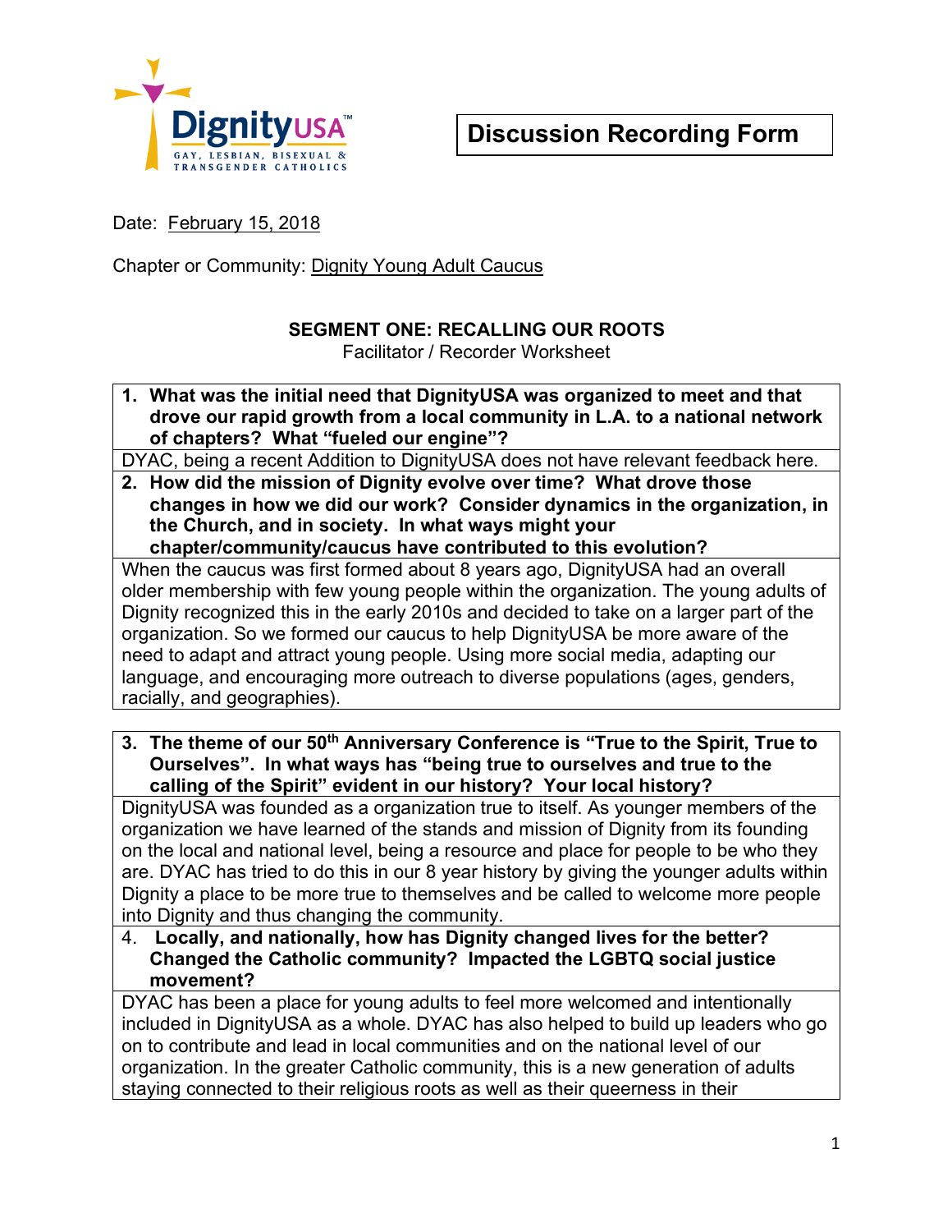DignityUSA
GAY, LESBIAN, BISEXUAL & TRANSGENDER CATHOLICS

# Discussion Recording Form

Date: February 15, 2018

Chapter or Community: Dignity Young Adult Caucus

## SEGMENT ONE: RECALLING OUR ROOTS

Facilitator / Recorder Worksheet

**1. What was the initial need that DignityUSA was organized to meet and that drove our rapid growth from a local community in L.A. to a national network of chapters? What "fueled our engine"?**

DYAC, being a recent Addition to DignityUSA does not have relevant feedback here.

**2. How did the mission of Dignity evolve over time? What drove those changes in how we did our work? Consider dynamics in the organization, in the Church, and in society. In what ways might your chapter/community/caucus have contributed to this evolution?**

When the caucus was first formed about 8 years ago, DignityUSA had an overall older membership with few young people within the organization. The young adults of Dignity recognized this in the early 2010s and decided to take on a larger part of the organization. So we formed our caucus to help DignityUSA be more aware of the need to adapt and attract young people. Using more social media, adapting our language, and encouraging more outreach to diverse populations (ages, genders, racially, and geographies).

**3. The theme of our 50th Anniversary Conference is "True to the Spirit, True to Ourselves". In what ways has "being true to ourselves and true to the calling of the Spirit" evident in our history? Your local history?**

DignityUSA was founded as a organization true to itself. As younger members of the organization we have learned of the stands and mission of Dignity from its founding on the local and national level, being a resource and place for people to be who they are. DYAC has tried to do this in our 8 year history by giving the younger adults within Dignity a place to be more true to themselves and be called to welcome more people into Dignity and thus changing the community.

4. **Locally, and nationally, how has Dignity changed lives for the better? Changed the Catholic community? Impacted the LGBTQ social justice movement?**

DYAC has been a place for young adults to feel more welcomed and intentionally included in DignityUSA as a whole. DYAC has also helped to build up leaders who go on to contribute and lead in local communities and on the national level of our organization. In the greater Catholic community, this is a new generation of adults staying connected to their religious roots as well as their queerness in their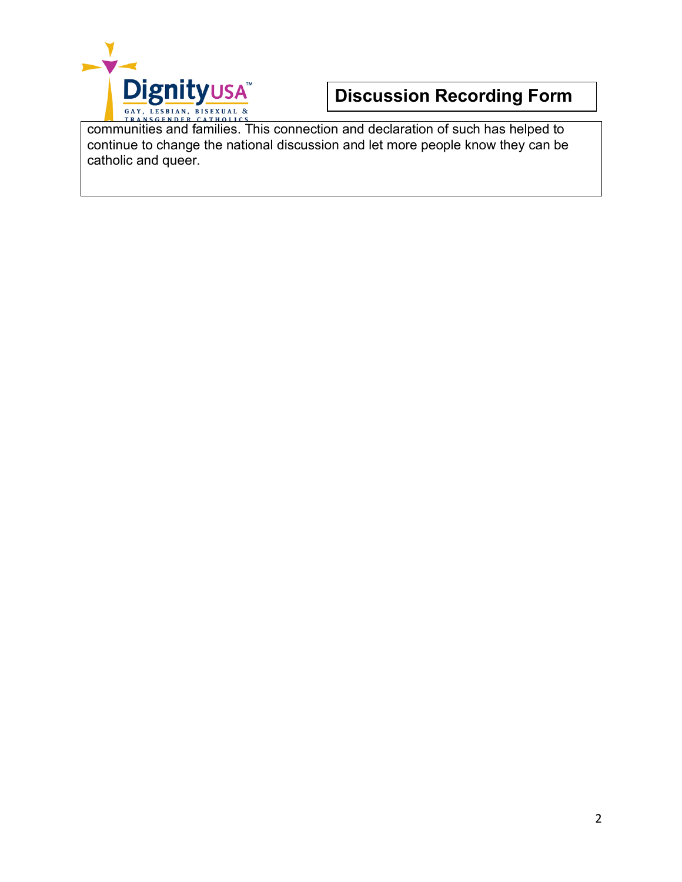communities and families. This connection and declaration of such has helped to continue to change the national discussion and let more people know they can be catholic and queer.